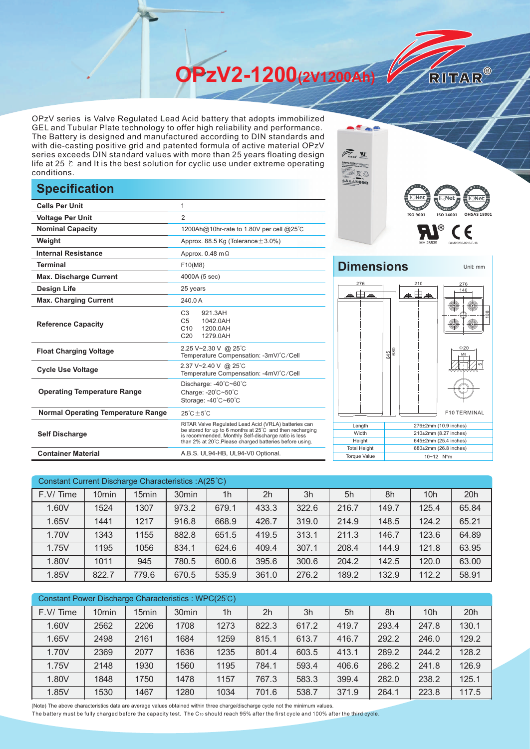# OPzV2-1200(2V1200Ah)

RITAR®

OPzV series is Valve Regulated Lead Acid battery that adopts immobilized GEL and Tubular Plate technology to offer high reliability and performance. The Battery is designed and manufactured according to DIN standards and with die-casting positive grid and patented formula of active material OPzV series exceeds DIN standard values with more than 25 years floating design life at 25 ℃ and It is the best solution for cyclic use under extreme operating conditions.

ISO 9001 ISO 14001 OHSAS 18001

MH 28539 G4M20206-0910-E-16

## Specification

| | |
|---|---|
| **Cells Per Unit** | 1 |
| **Voltage Per Unit** | 2 |
| **Nominal Capacity** | 1200Ah@10hr-rate to 1.80V per cell @25℃ |
| **Weight** | Approx. 88.5 Kg (Tolerance±3.0%) |
| **Internal Resistance** | Approx. 0.48 mΩ |
| **Terminal** | F10(M8) |
| **Max. Discharge Current** | 4000A (5 sec) |
| **Design Life** | 25 years |
| **Max. Charging Current** | 240.0 A |
| **Reference Capacity** | C3 921.3AH<br>C5 1042.0AH<br>C10 1200.0AH<br>C20 1279.0AH |
| **Float Charging Voltage** | 2.25 V~2.30 V @ 25℃<br>Temperature Compensation: -3mV/℃/Cell |
| **Cycle Use Voltage** | 2.37 V~2.40 V @ 25℃<br>Temperature Compensation: -4mV/℃/Cell |
| **Operating Temperature Range** | Discharge: -40℃~60℃<br>Charge: -20℃~50℃<br>Storage: -40℃~60℃ |
| **Normal Operating Temperature Range** | 25℃±5℃ |
| **Self Discharge** | RITAR Valve Regulated Lead Acid (VRLA) batteries can be stored for up to 6 months at 25℃ and then recharging is recommended. Monthly Self-discharge ratio is less than 2% at 20℃.Please charged batteries before using. |
| **Container Material** | A.B.S. UL94-HB, UL94-V0 Optional. |

## Dimensions

Unit: mm

276 | 210 | 276 | 140 | 108 | 645 | 680 | Φ20 | M8 | 5

F10 TERMINAL

| | |
|---|---|
| Length | 276±2mm (10.9 inches) |
| Width | 210±2mm (8.27 inches) |
| Height | 645±2mm (25.4 inches) |
| Total Height | 680±2mm (26.8 inches) |
| Torque Value | 10~12 N*m |

Constant Current Discharge Characteristics : A(25℃)

| F.V/ Time | 10min | 15min | 30min | 1h | 2h | 3h | 5h | 8h | 10h | 20h |
|---|---|---|---|---|---|---|---|---|---|---|
| 1.60V | 1524 | 1307 | 973.2 | 679.1 | 433.3 | 322.6 | 216.7 | 149.7 | 125.4 | 65.84 |
| 1.65V | 1441 | 1217 | 916.8 | 668.9 | 426.7 | 319.0 | 214.9 | 148.5 | 124.2 | 65.21 |
| 1.70V | 1343 | 1155 | 882.8 | 651.5 | 419.5 | 313.1 | 211.3 | 146.7 | 123.6 | 64.89 |
| 1.75V | 1195 | 1056 | 834.1 | 624.6 | 409.4 | 307.1 | 208.4 | 144.9 | 121.8 | 63.95 |
| 1.80V | 1011 | 945 | 780.5 | 600.6 | 395.6 | 300.6 | 204.2 | 142.5 | 120.0 | 63.00 |
| 1.85V | 822.7 | 779.6 | 670.5 | 535.9 | 361.0 | 276.2 | 189.2 | 132.9 | 112.2 | 58.91 |

Constant Power Discharge Characteristics : WPC(25℃)

| F.V/ Time | 10min | 15min | 30min | 1h | 2h | 3h | 5h | 8h | 10h | 20h |
|---|---|---|---|---|---|---|---|---|---|---|
| 1.60V | 2562 | 2206 | 1708 | 1273 | 822.3 | 617.2 | 419.7 | 293.4 | 247.8 | 130.1 |
| 1.65V | 2498 | 2161 | 1684 | 1259 | 815.1 | 613.7 | 416.7 | 292.2 | 246.0 | 129.2 |
| 1.70V | 2369 | 2077 | 1636 | 1235 | 801.4 | 603.5 | 413.1 | 289.2 | 244.2 | 128.2 |
| 1.75V | 2148 | 1930 | 1560 | 1195 | 784.1 | 593.4 | 406.6 | 286.2 | 241.8 | 126.9 |
| 1.80V | 1848 | 1750 | 1478 | 1157 | 767.3 | 583.3 | 399.4 | 282.0 | 238.2 | 125.1 |
| 1.85V | 1530 | 1467 | 1280 | 1034 | 701.6 | 538.7 | 371.9 | 264.1 | 223.8 | 117.5 |

(Note) The above characteristics data are average values obtained within three charge/discharge cycle not the minimum values.
The battery must be fully charged before the capacity test. The $C_{10}$ should reach 95% after the first cycle and 100% after the third cycle.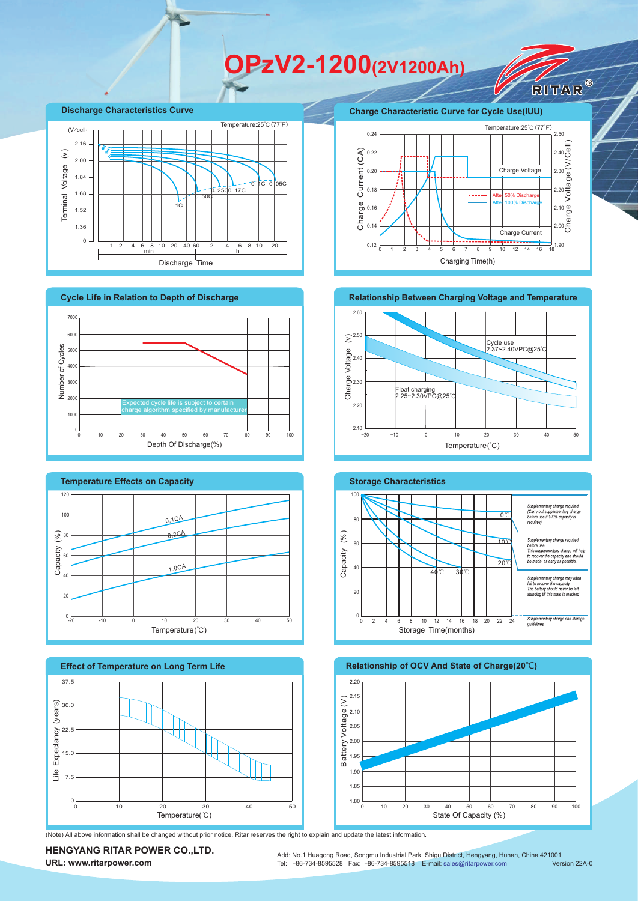# OPzV2-1200(2V1200Ah)

RITAR®

## Discharge Characteristics Curve

Temperature:25℃(77℉)

(V/cell)

Terminal Voltage (v)

2.16
2.00
1.84
1.68
1.52
1.36
0

1 2 4 6 8 10 20 40 60 2 4 6 8 10 20

min h

Discharge Time

1C 0.50C 0.25C 0.17C 0.1C 0.05C

## Charge Characteristic Curve for Cycle Use(IUU)

Temperature:25℃(77℉)

Charge Current (CA)

0.24 0.22 0.20 0.18 0.16 0.14 0.12

Charge Voltage (V/Cell)

2.50 2.40 2.30 2.20 2.10 2.00 1.90

0 1 2 3 4 5 6 7 8 9 10 12 14 16 18

Charging Time(h)

Charge Voltage

Charge Current

After 50% Discharge

After 100% Discharge

## Cycle Life in Relation to Depth of Discharge

Number of Cycles

7000 6000 5000 4000 3000 2000 1000 0

0 10 20 30 40 50 60 70 80 90 100

Depth Of Discharge(%)

Expected cycle life is subject to certain charge algorithm specified by manufacturer

## Relationship Between Charging Voltage and Temperature

Charge Voltage (v)

2.60 2.50 2.40 2.30 2.20 2.10

−20 −10 0 10 20 30 40 50

Temperature(℃)

Cycle use 2.37~2.40VPC@25℃

Float charging 2.25~2.30VPC@25℃

## Temperature Effects on Capacity

Capacity (%)

120 100 80 60 40 20 0

-20 -10 0 10 20 30 40 50

Temperature(℃)

0.1CA

0.2CA

1.0CA

## Storage Characteristics

Capacity (%)

100 80 60 40 20 0

0 2 4 6 8 10 12 14 16 18 20 22 24

Storage Time(months)

0℃ 10℃ 20℃ 30℃ 40℃

Supplementary charge required (Carry out supplementary charge before use if 100% capacity is requires)

Supplementary charge required before use. This supplementary charge will help to recover the capacity and should be made as early as possible.

Supplementary charge may often fail to recover the capacity. The battery should never be left standing till this state is reached

Supplementary charge and storage guidelines

## Effect of Temperature on Long Term Life

Life Expectancy (years)

37.5 30.0 22.5 15.0 7.5 0

0 10 20 30 40 50

Temperature(℃)

## Relationship of OCV And State of Charge(20℃)

Battery Voltage (V)

2.20 2.15 2.10 2.05 2.00 1.95 1.90 1.85 1.80

0 10 20 30 40 50 60 70 80 90 100

State Of Capacity (%)

(Note) All above information shall be changed without prior notice, Ritar reserves the right to explain and update the latest information.

**HENGYANG RITAR POWER CO.,LTD.**

**URL: www.ritarpower.com**

Add: No.1 Huagong Road, Songmu Industrial Park, Shigu District, Hengyang, Hunan, China 421001

Tel: +86-734-8595528 Fax: +86-734-8595518 E-mail: sales@ritarpower.com

Version 22A-0